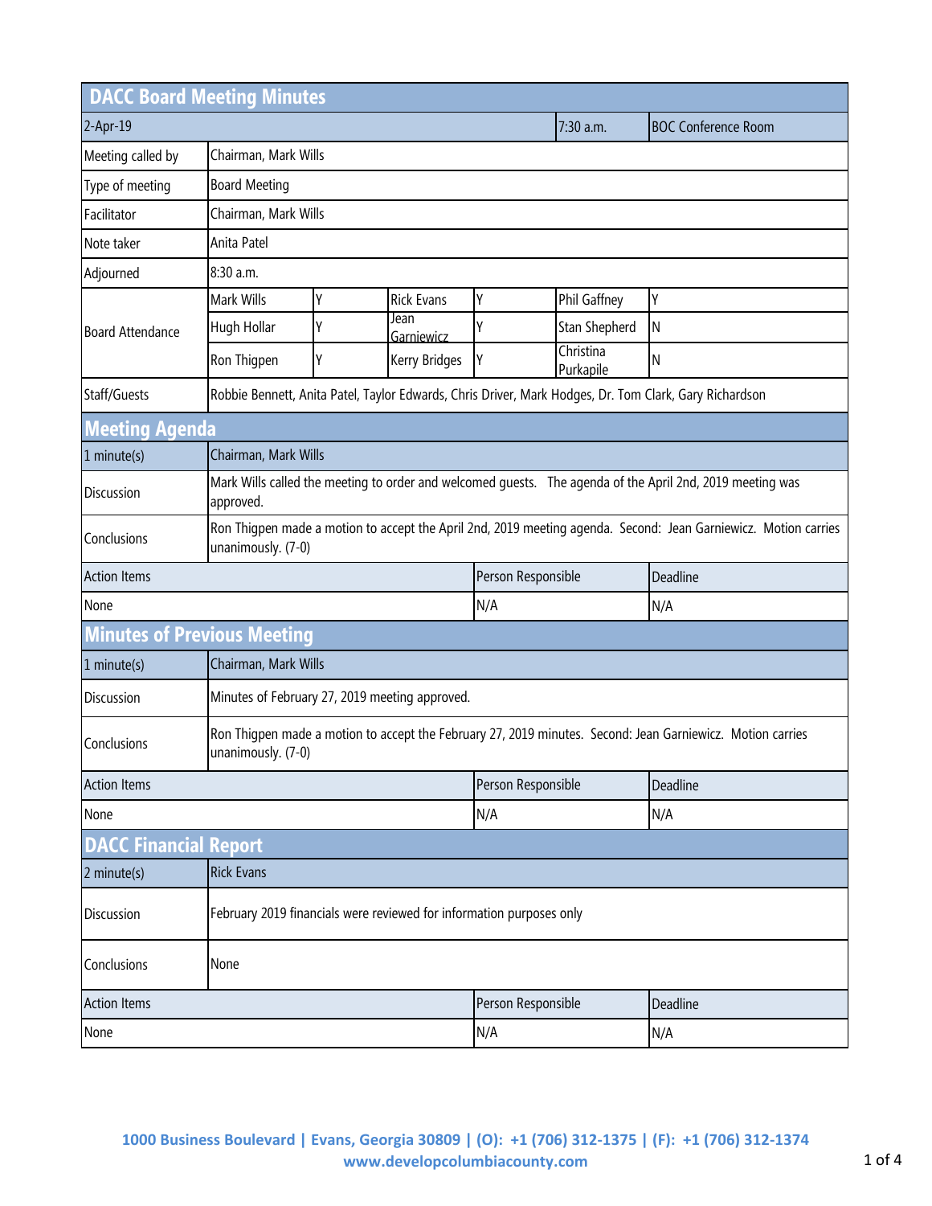# DACC Board Meeting Minutes

| 2-Apr-19 | | | | 7:30 a.m. | BOC Conference Room |
|---|---|---|---|---|---|
| Meeting called by | Chairman, Mark Wills | | | | |
| Type of meeting | Board Meeting | | | | |
| Facilitator | Chairman, Mark Wills | | | | |
| Note taker | Anita Patel | | | | |
| Adjourned | 8:30 a.m. | | | | |

| Board Attendance | | | | | |
|---|---|---|---|---|---|
| Mark Wills | Y | Rick Evans | Y | Phil Gaffney | Y |
| Hugh Hollar | Y | Jean Garniewicz | Y | Stan Shepherd | N |
| Ron Thigpen | Y | Kerry Bridges | Y | Christina Purkapile | N |

**Staff/Guests:** Robbie Bennett, Anita Patel, Taylor Edwards, Chris Driver, Mark Hodges, Dr. Tom Clark, Gary Richardson

## Meeting Agenda

| 1 minute(s) | Chairman, Mark Wills |
|---|---|
| Discussion | Mark Wills called the meeting to order and welcomed guests. The agenda of the April 2nd, 2019 meeting was approved. |
| Conclusions | Ron Thigpen made a motion to accept the April 2nd, 2019 meeting agenda. Second: Jean Garniewicz. Motion carries unanimously. (7-0) |

| Action Items | Person Responsible | Deadline |
|---|---|---|
| None | N/A | N/A |

## Minutes of Previous Meeting

| 1 minute(s) | Chairman, Mark Wills |
|---|---|
| Discussion | Minutes of February 27, 2019 meeting approved. |
| Conclusions | Ron Thigpen made a motion to accept the February 27, 2019 minutes. Second: Jean Garniewicz. Motion carries unanimously. (7-0) |

| Action Items | Person Responsible | Deadline |
|---|---|---|
| None | N/A | N/A |

## DACC Financial Report

| 2 minute(s) | Rick Evans |
|---|---|
| Discussion | February 2019 financials were reviewed for information purposes only |
| Conclusions | None |

| Action Items | Person Responsible | Deadline |
|---|---|---|
| None | N/A | N/A |

1000 Business Boulevard | Evans, Georgia 30809 | (O): +1 (706) 312-1375 | (F): +1 (706) 312-1374
www.developcolumbiacounty.com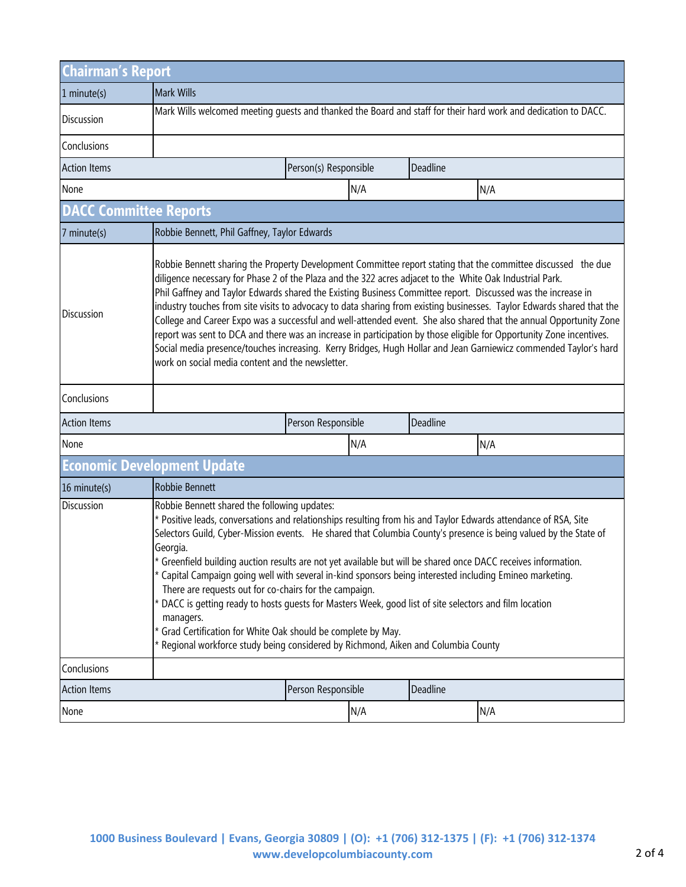## Chairman's Report

| 1 minute(s) | Mark Wills | | |
|---|---|---|---|
| Discussion | Mark Wills welcomed meeting guests and thanked the Board and staff for their hard work and dedication to DACC. | | |
| Conclusions | | | |
| **Action Items** | **Person(s) Responsible** | **Deadline** | |
| None | N/A | N/A | |

## DACC Committee Reports

| 7 minute(s) | Robbie Bennett, Phil Gaffney, Taylor Edwards | | |
|---|---|---|---|
| Discussion | Robbie Bennett sharing the Property Development Committee report stating that the committee discussed the due diligence necessary for Phase 2 of the Plaza and the 322 acres adjact to the White Oak Industrial Park. Phil Gaffney and Taylor Edwards shared the Existing Business Committee report. Discussed was the increase in industry touches from site visits to advocacy to data sharing from existing businesses. Taylor Edwards shared that the College and Career Expo was a successful and well-attended event. She also shared that the annual Opportunity Zone report was sent to DCA and there was an increase in participation by those eligible for Opportunity Zone incentives. Social media presence/touches increasing. Kerry Bridges, Hugh Hollar and Jean Garniewicz commended Taylor's hard work on social media content and the newsletter. | | |
| Conclusions | | | |
| **Action Items** | **Person Responsible** | **Deadline** | |
| None | N/A | N/A | |

## Economic Development Update

| 16 minute(s) | Robbie Bennett | | |
|---|---|---|---|
| Discussion | Robbie Bennett shared the following updates:<br>* Positive leads, conversations and relationships resulting from his and Taylor Edwards attendance of RSA, Site Selectors Guild, Cyber-Mission events. He shared that Columbia County's presence is being valued by the State of Georgia.<br>* Greenfield building auction results are not yet available but will be shared once DACC receives information.<br>* Capital Campaign going well with several in-kind sponsors being interested including Emineo marketing. There are requests out for co-chairs for the campaign.<br>* DACC is getting ready to hosts guests for Masters Week, good list of site selectors and film location managers.<br>* Grad Certification for White Oak should be complete by May.<br>* Regional workforce study being considered by Richmond, Aiken and Columbia County | | |
| Conclusions | | | |
| **Action Items** | **Person Responsible** | **Deadline** | |
| None | N/A | N/A | |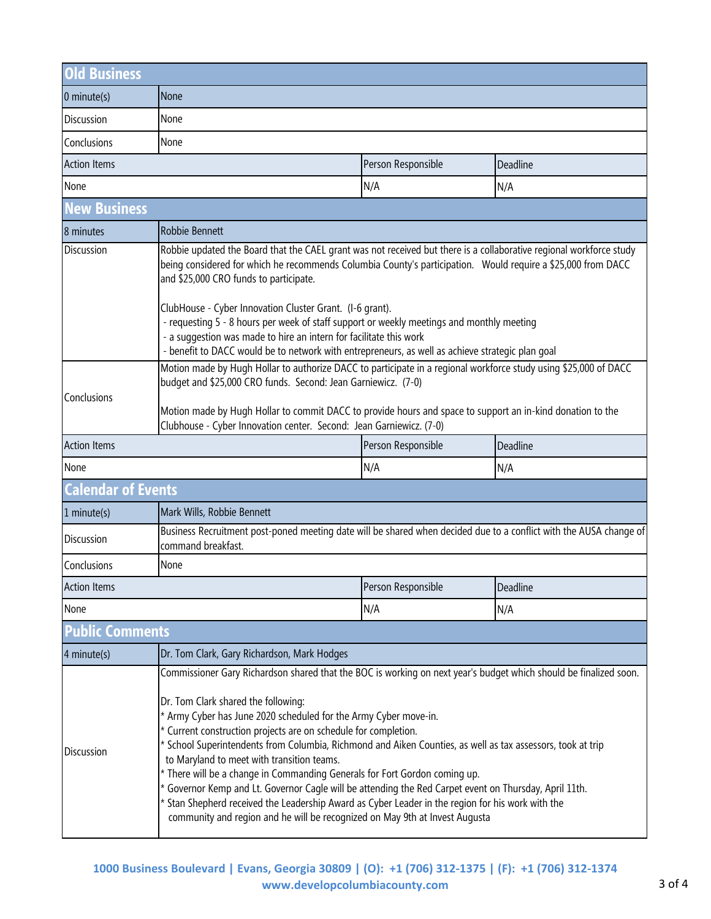## Old Business

| 0 minute(s) | None | | |
|---|---|---|---|
| Discussion | None | | |
| Conclusions | None | | |
| **Action Items** | | **Person Responsible** | **Deadline** |
| None | | N/A | N/A |

## New Business

| 8 minutes | Robbie Bennett | | |
|---|---|---|---|
| Discussion | Robbie updated the Board that the CAEL grant was not received but there is a collaborative regional workforce study being considered for which he recommends Columbia County's participation. Would require a $25,000 from DACC and $25,000 CRO funds to participate.<br><br>ClubHouse - Cyber Innovation Cluster Grant. (I-6 grant).<br>- requesting 5 - 8 hours per week of staff support or weekly meetings and monthly meeting<br>- a suggestion was made to hire an intern for facilitate this work<br>- benefit to DACC would be to network with entrepreneurs, as well as achieve strategic plan goal | | |
| Conclusions | Motion made by Hugh Hollar to authorize DACC to participate in a regional workforce study using $25,000 of DACC budget and $25,000 CRO funds. Second: Jean Garniewicz. (7-0)<br><br>Motion made by Hugh Hollar to commit DACC to provide hours and space to support an in-kind donation to the Clubhouse - Cyber Innovation center. Second: Jean Garniewicz. (7-0) | | |
| **Action Items** | | **Person Responsible** | **Deadline** |
| None | | N/A | N/A |

## Calendar of Events

| 1 minute(s) | Mark Wills, Robbie Bennett | | |
|---|---|---|---|
| Discussion | Business Recruitment post-poned meeting date will be shared when decided due to a conflict with the AUSA change of command breakfast. | | |
| Conclusions | None | | |
| **Action Items** | | **Person Responsible** | **Deadline** |
| None | | N/A | N/A |

## Public Comments

| 4 minute(s) | Dr. Tom Clark, Gary Richardson, Mark Hodges |
|---|---|
| Discussion | Commissioner Gary Richardson shared that the BOC is working on next year's budget which should be finalized soon.<br><br>Dr. Tom Clark shared the following:<br>* Army Cyber has June 2020 scheduled for the Army Cyber move-in.<br>* Current construction projects are on schedule for completion.<br>* School Superintendents from Columbia, Richmond and Aiken Counties, as well as tax assessors, took at trip to Maryland to meet with transition teams.<br>* There will be a change in Commanding Generals for Fort Gordon coming up.<br>* Governor Kemp and Lt. Governor Cagle will be attending the Red Carpet event on Thursday, April 11th.<br>* Stan Shepherd received the Leadership Award as Cyber Leader in the region for his work with the community and region and he will be recognized on May 9th at Invest Augusta |

**1000 Business Boulevard | Evans, Georgia 30809 | (O): +1 (706) 312-1375 | (F): +1 (706) 312-1374**
**www.developcolumbiacounty.com**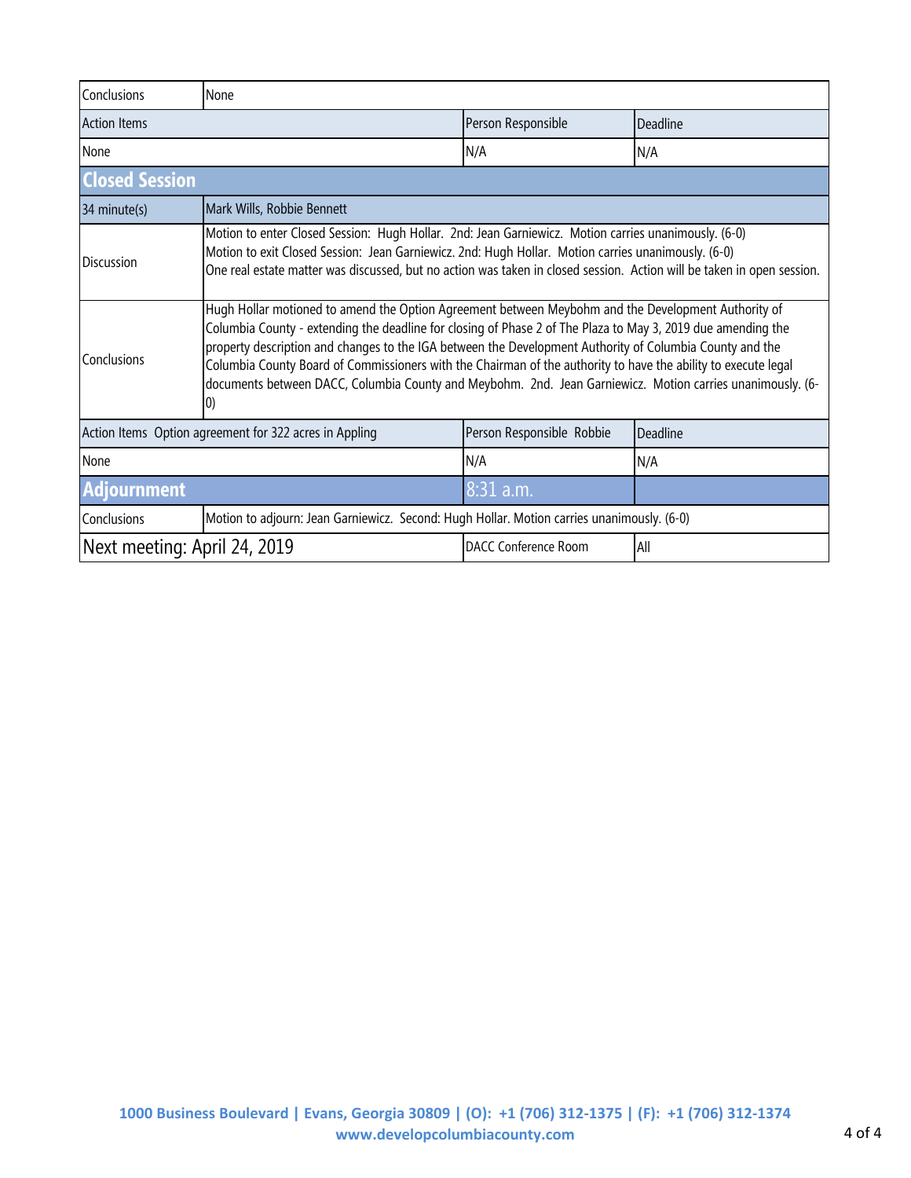| | | | |
|---|---|---|---|
| Conclusions | None | | |
| Action Items | | Person Responsible | Deadline |
| None | | N/A | N/A |

## Closed Session

| | | | |
|---|---|---|---|
| 34 minute(s) | Mark Wills, Robbie Bennett | | |
| Discussion | Motion to enter Closed Session: Hugh Hollar. 2nd: Jean Garniewicz. Motion carries unanimously. (6-0)<br>Motion to exit Closed Session: Jean Garniewicz. 2nd: Hugh Hollar. Motion carries unanimously. (6-0)<br>One real estate matter was discussed, but no action was taken in closed session. Action will be taken in open session. | | |
| Conclusions | Hugh Hollar motioned to amend the Option Agreement between Meybohm and the Development Authority of Columbia County - extending the deadline for closing of Phase 2 of The Plaza to May 3, 2019 due amending the property description and changes to the IGA between the Development Authority of Columbia County and the Columbia County Board of Commissioners with the Chairman of the authority to have the ability to execute legal documents between DACC, Columbia County and Meybohm. 2nd. Jean Garniewicz. Motion carries unanimously. (6-0) | | |
| Action Items Option agreement for 322 acres in Appling | | Person Responsible Robbie | Deadline |
| None | | N/A | N/A |

## Adjournment

8:31 a.m.

| | | | |
|---|---|---|---|
| Conclusions | Motion to adjourn: Jean Garniewicz. Second: Hugh Hollar. Motion carries unanimously. (6-0) | | |
| Next meeting: April 24, 2019 | | DACC Conference Room | All |

**1000 Business Boulevard | Evans, Georgia 30809 | (O): +1 (706) 312-1375 | (F): +1 (706) 312-1374**
**www.developcolumbiacounty.com**